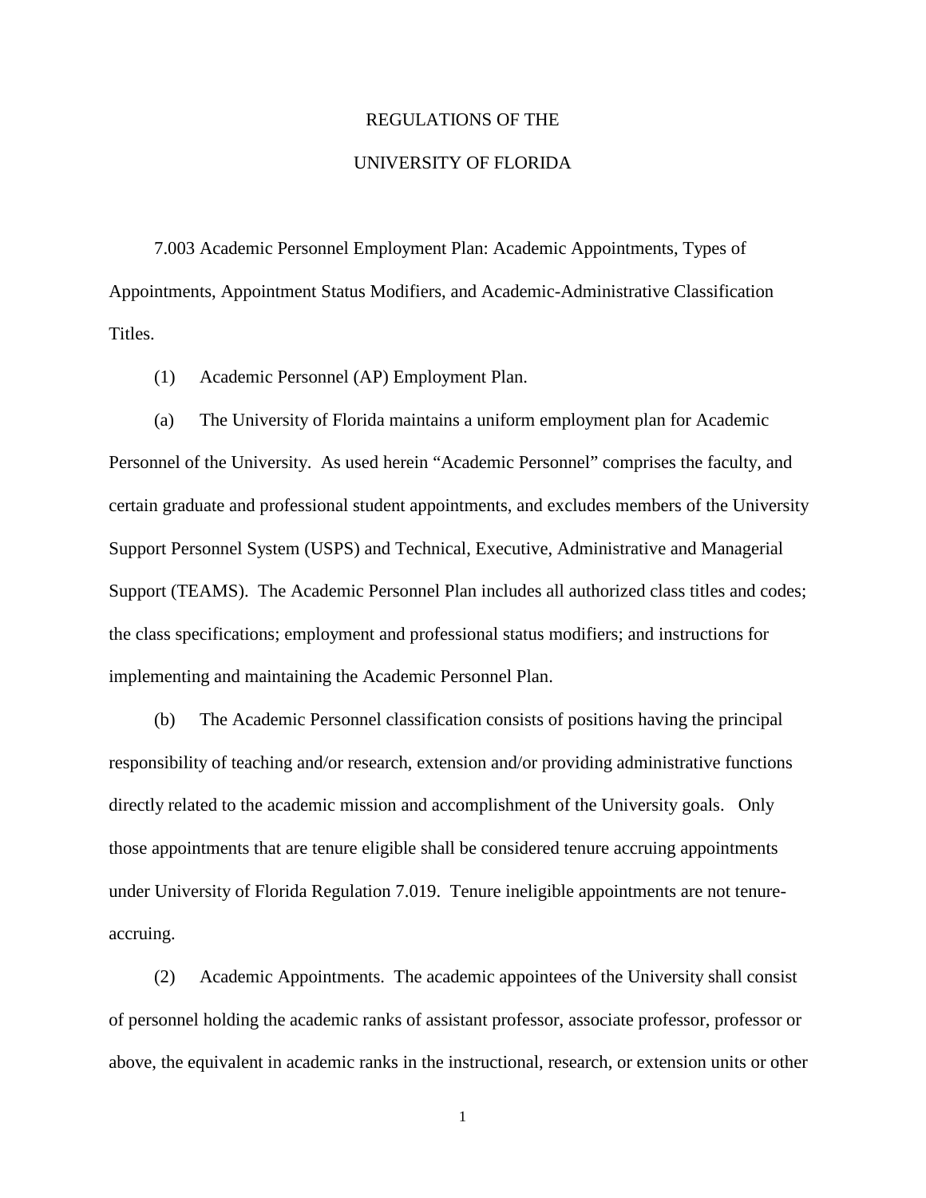# REGULATIONS OF THE

# UNIVERSITY OF FLORIDA

7.003 Academic Personnel Employment Plan: Academic Appointments, Types of Appointments, Appointment Status Modifiers, and Academic-Administrative Classification Titles.

(1) Academic Personnel (AP) Employment Plan.

(a) The University of Florida maintains a uniform employment plan for Academic Personnel of the University. As used herein "Academic Personnel" comprises the faculty, and certain graduate and professional student appointments, and excludes members of the University Support Personnel System (USPS) and Technical, Executive, Administrative and Managerial Support (TEAMS). The Academic Personnel Plan includes all authorized class titles and codes; the class specifications; employment and professional status modifiers; and instructions for implementing and maintaining the Academic Personnel Plan.

(b) The Academic Personnel classification consists of positions having the principal responsibility of teaching and/or research, extension and/or providing administrative functions directly related to the academic mission and accomplishment of the University goals. Only those appointments that are tenure eligible shall be considered tenure accruing appointments under University of Florida Regulation 7.019. Tenure ineligible appointments are not tenure-accruing.

(2) Academic Appointments. The academic appointees of the University shall consist of personnel holding the academic ranks of assistant professor, associate professor, professor or above, the equivalent in academic ranks in the instructional, research, or extension units or other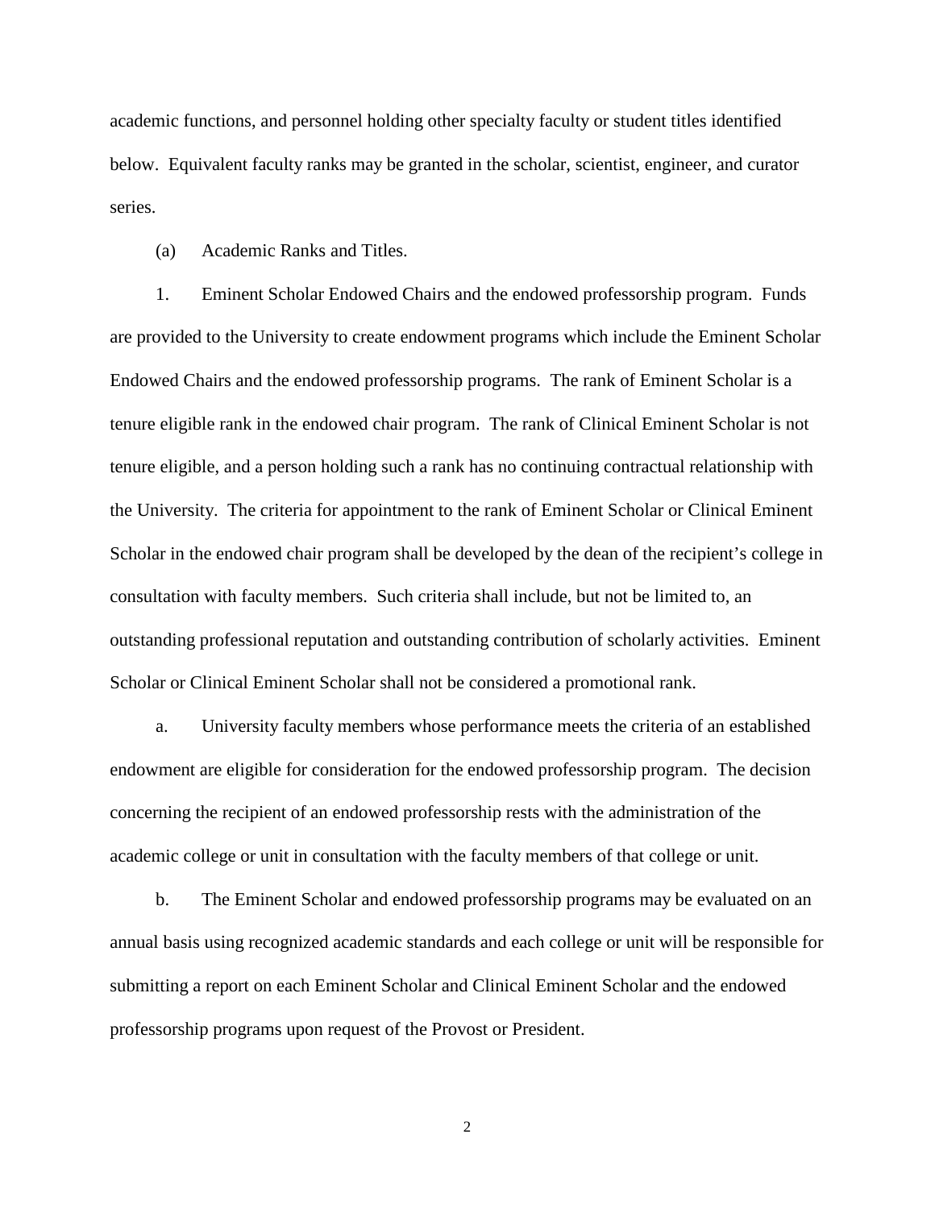academic functions, and personnel holding other specialty faculty or student titles identified below. Equivalent faculty ranks may be granted in the scholar, scientist, engineer, and curator series.

(a) Academic Ranks and Titles.

1. Eminent Scholar Endowed Chairs and the endowed professorship program. Funds are provided to the University to create endowment programs which include the Eminent Scholar Endowed Chairs and the endowed professorship programs. The rank of Eminent Scholar is a tenure eligible rank in the endowed chair program. The rank of Clinical Eminent Scholar is not tenure eligible, and a person holding such a rank has no continuing contractual relationship with the University. The criteria for appointment to the rank of Eminent Scholar or Clinical Eminent Scholar in the endowed chair program shall be developed by the dean of the recipient's college in consultation with faculty members. Such criteria shall include, but not be limited to, an outstanding professional reputation and outstanding contribution of scholarly activities. Eminent Scholar or Clinical Eminent Scholar shall not be considered a promotional rank.

a. University faculty members whose performance meets the criteria of an established endowment are eligible for consideration for the endowed professorship program. The decision concerning the recipient of an endowed professorship rests with the administration of the academic college or unit in consultation with the faculty members of that college or unit.

b. The Eminent Scholar and endowed professorship programs may be evaluated on an annual basis using recognized academic standards and each college or unit will be responsible for submitting a report on each Eminent Scholar and Clinical Eminent Scholar and the endowed professorship programs upon request of the Provost or President.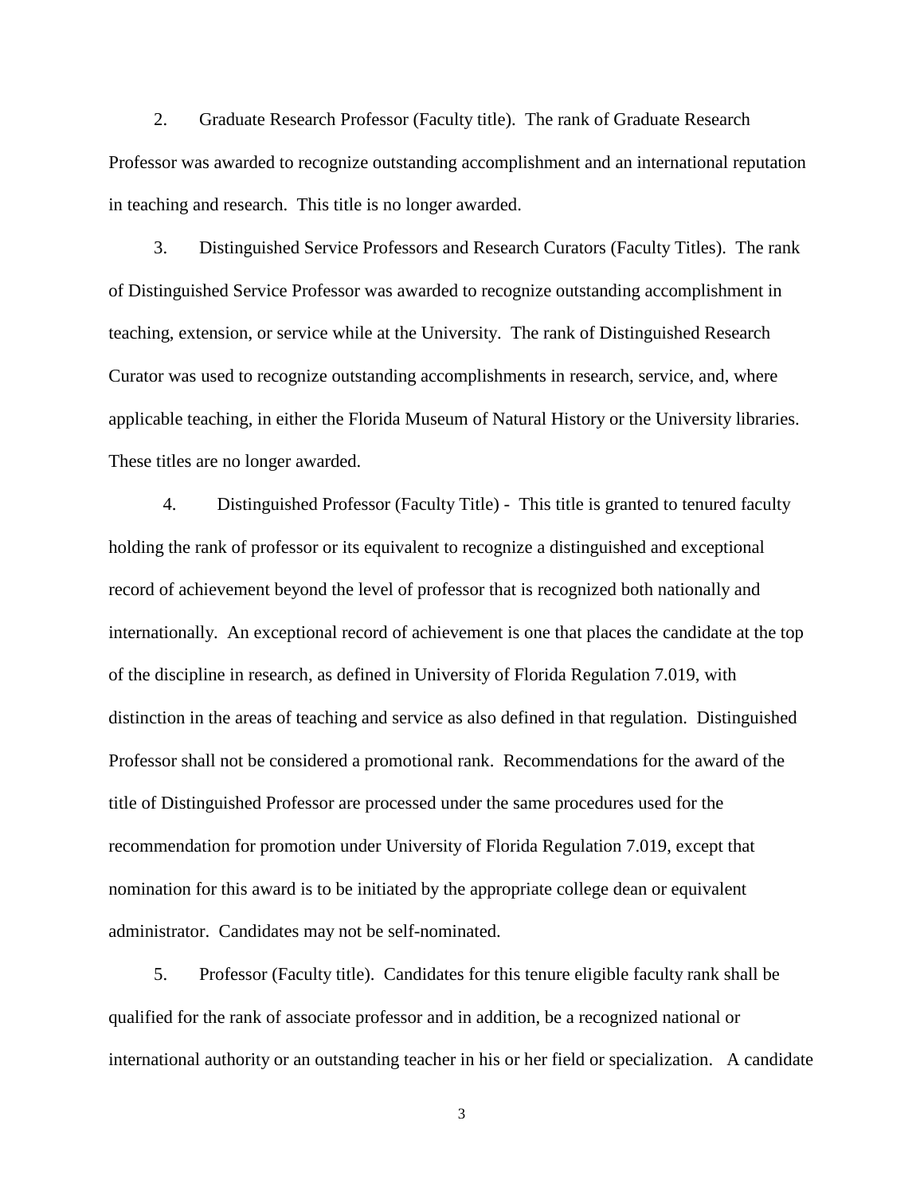2. Graduate Research Professor (Faculty title). The rank of Graduate Research Professor was awarded to recognize outstanding accomplishment and an international reputation in teaching and research. This title is no longer awarded.

3. Distinguished Service Professors and Research Curators (Faculty Titles). The rank of Distinguished Service Professor was awarded to recognize outstanding accomplishment in teaching, extension, or service while at the University. The rank of Distinguished Research Curator was used to recognize outstanding accomplishments in research, service, and, where applicable teaching, in either the Florida Museum of Natural History or the University libraries. These titles are no longer awarded.

4. Distinguished Professor (Faculty Title) - This title is granted to tenured faculty holding the rank of professor or its equivalent to recognize a distinguished and exceptional record of achievement beyond the level of professor that is recognized both nationally and internationally. An exceptional record of achievement is one that places the candidate at the top of the discipline in research, as defined in University of Florida Regulation 7.019, with distinction in the areas of teaching and service as also defined in that regulation. Distinguished Professor shall not be considered a promotional rank. Recommendations for the award of the title of Distinguished Professor are processed under the same procedures used for the recommendation for promotion under University of Florida Regulation 7.019, except that nomination for this award is to be initiated by the appropriate college dean or equivalent administrator. Candidates may not be self-nominated.

5. Professor (Faculty title). Candidates for this tenure eligible faculty rank shall be qualified for the rank of associate professor and in addition, be a recognized national or international authority or an outstanding teacher in his or her field or specialization. A candidate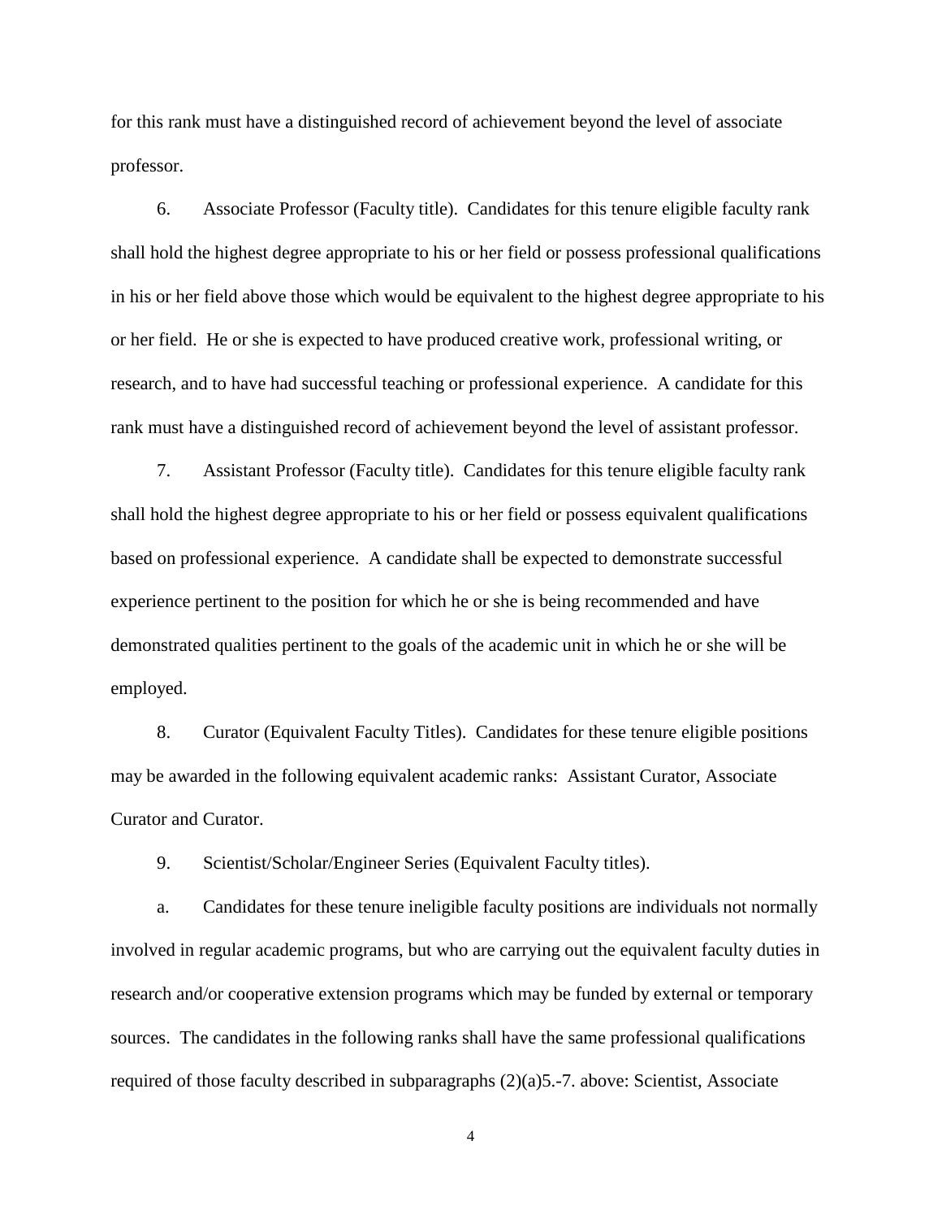for this rank must have a distinguished record of achievement beyond the level of associate professor.

6. Associate Professor (Faculty title). Candidates for this tenure eligible faculty rank shall hold the highest degree appropriate to his or her field or possess professional qualifications in his or her field above those which would be equivalent to the highest degree appropriate to his or her field. He or she is expected to have produced creative work, professional writing, or research, and to have had successful teaching or professional experience. A candidate for this rank must have a distinguished record of achievement beyond the level of assistant professor.

7. Assistant Professor (Faculty title). Candidates for this tenure eligible faculty rank shall hold the highest degree appropriate to his or her field or possess equivalent qualifications based on professional experience. A candidate shall be expected to demonstrate successful experience pertinent to the position for which he or she is being recommended and have demonstrated qualities pertinent to the goals of the academic unit in which he or she will be employed.

8. Curator (Equivalent Faculty Titles). Candidates for these tenure eligible positions may be awarded in the following equivalent academic ranks: Assistant Curator, Associate Curator and Curator.

9. Scientist/Scholar/Engineer Series (Equivalent Faculty titles).

a. Candidates for these tenure ineligible faculty positions are individuals not normally involved in regular academic programs, but who are carrying out the equivalent faculty duties in research and/or cooperative extension programs which may be funded by external or temporary sources. The candidates in the following ranks shall have the same professional qualifications required of those faculty described in subparagraphs (2)(a)5.-7. above: Scientist, Associate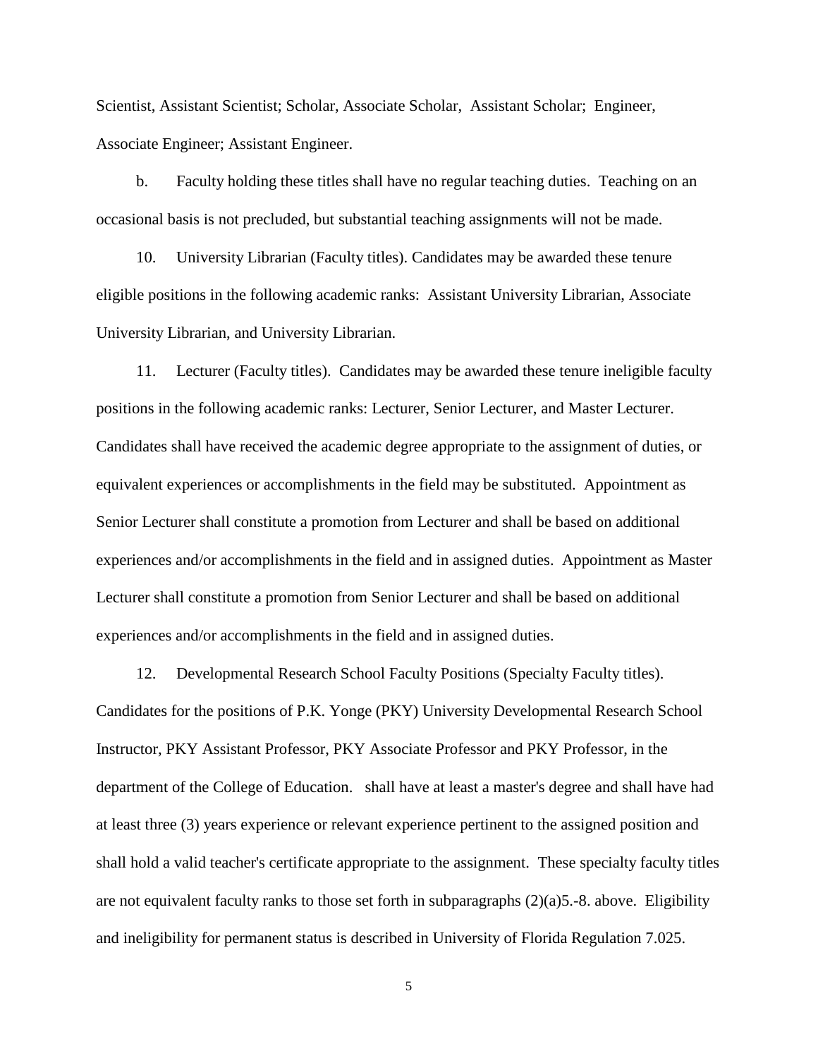Scientist, Assistant Scientist; Scholar, Associate Scholar, Assistant Scholar; Engineer, Associate Engineer; Assistant Engineer.

b. Faculty holding these titles shall have no regular teaching duties. Teaching on an occasional basis is not precluded, but substantial teaching assignments will not be made.

10. University Librarian (Faculty titles). Candidates may be awarded these tenure eligible positions in the following academic ranks: Assistant University Librarian, Associate University Librarian, and University Librarian.

11. Lecturer (Faculty titles). Candidates may be awarded these tenure ineligible faculty positions in the following academic ranks: Lecturer, Senior Lecturer, and Master Lecturer. Candidates shall have received the academic degree appropriate to the assignment of duties, or equivalent experiences or accomplishments in the field may be substituted. Appointment as Senior Lecturer shall constitute a promotion from Lecturer and shall be based on additional experiences and/or accomplishments in the field and in assigned duties. Appointment as Master Lecturer shall constitute a promotion from Senior Lecturer and shall be based on additional experiences and/or accomplishments in the field and in assigned duties.

12. Developmental Research School Faculty Positions (Specialty Faculty titles). Candidates for the positions of P.K. Yonge (PKY) University Developmental Research School Instructor, PKY Assistant Professor, PKY Associate Professor and PKY Professor, in the department of the College of Education. shall have at least a master's degree and shall have had at least three (3) years experience or relevant experience pertinent to the assigned position and shall hold a valid teacher's certificate appropriate to the assignment. These specialty faculty titles are not equivalent faculty ranks to those set forth in subparagraphs (2)(a)5.-8. above. Eligibility and ineligibility for permanent status is described in University of Florida Regulation 7.025.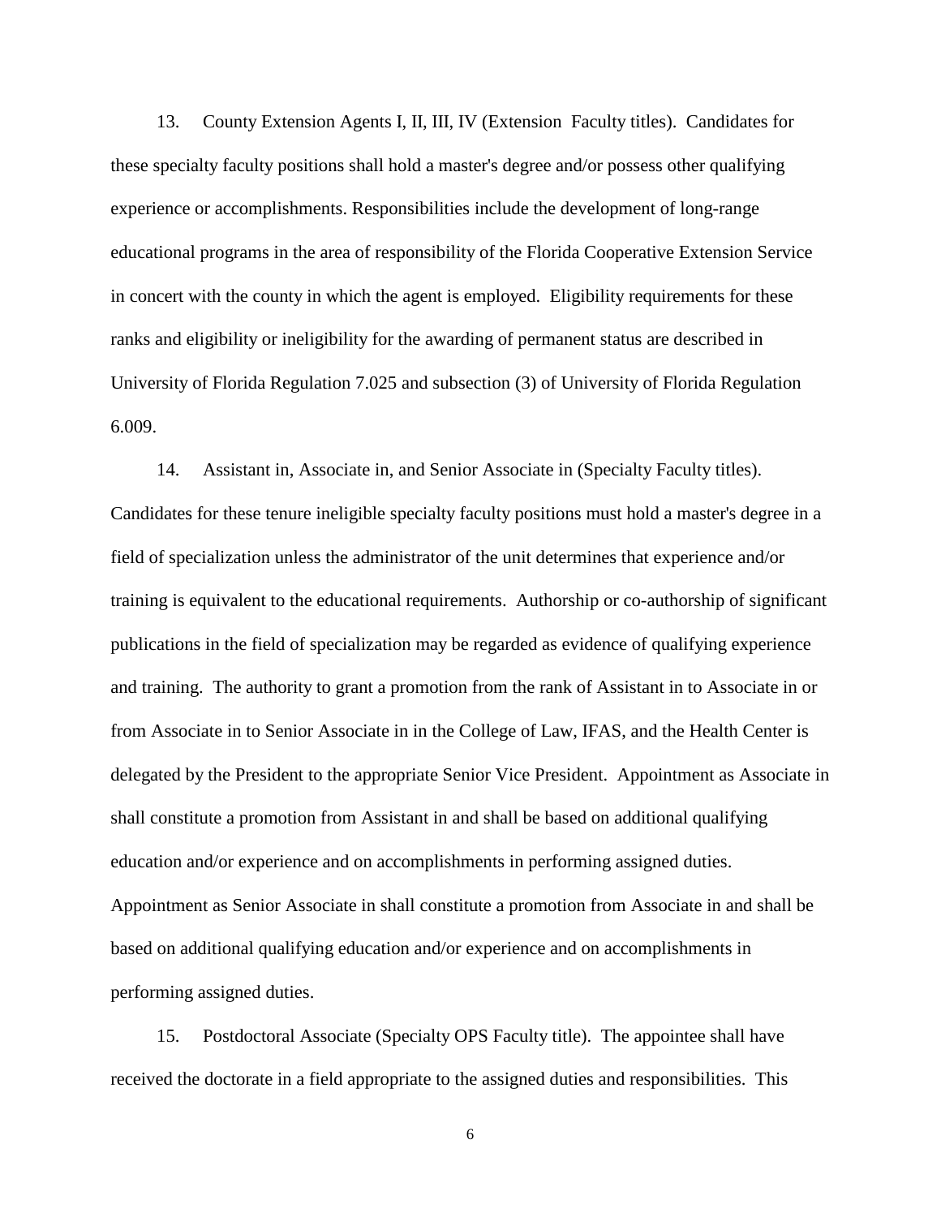13. County Extension Agents I, II, III, IV (Extension Faculty titles). Candidates for these specialty faculty positions shall hold a master's degree and/or possess other qualifying experience or accomplishments. Responsibilities include the development of long-range educational programs in the area of responsibility of the Florida Cooperative Extension Service in concert with the county in which the agent is employed. Eligibility requirements for these ranks and eligibility or ineligibility for the awarding of permanent status are described in University of Florida Regulation 7.025 and subsection (3) of University of Florida Regulation 6.009.

14. Assistant in, Associate in, and Senior Associate in (Specialty Faculty titles). Candidates for these tenure ineligible specialty faculty positions must hold a master's degree in a field of specialization unless the administrator of the unit determines that experience and/or training is equivalent to the educational requirements. Authorship or co-authorship of significant publications in the field of specialization may be regarded as evidence of qualifying experience and training. The authority to grant a promotion from the rank of Assistant in to Associate in or from Associate in to Senior Associate in in the College of Law, IFAS, and the Health Center is delegated by the President to the appropriate Senior Vice President. Appointment as Associate in shall constitute a promotion from Assistant in and shall be based on additional qualifying education and/or experience and on accomplishments in performing assigned duties. Appointment as Senior Associate in shall constitute a promotion from Associate in and shall be based on additional qualifying education and/or experience and on accomplishments in performing assigned duties.

15. Postdoctoral Associate (Specialty OPS Faculty title). The appointee shall have received the doctorate in a field appropriate to the assigned duties and responsibilities. This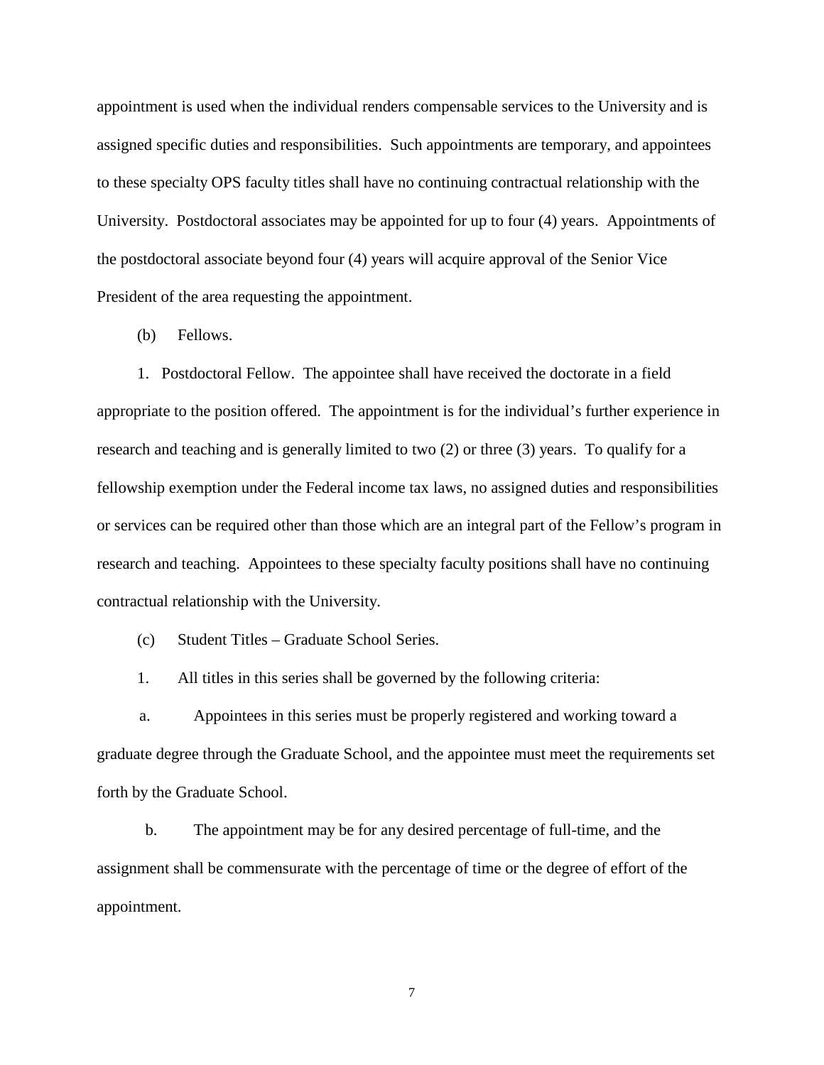appointment is used when the individual renders compensable services to the University and is assigned specific duties and responsibilities. Such appointments are temporary, and appointees to these specialty OPS faculty titles shall have no continuing contractual relationship with the University. Postdoctoral associates may be appointed for up to four (4) years. Appointments of the postdoctoral associate beyond four (4) years will acquire approval of the Senior Vice President of the area requesting the appointment.

(b) Fellows.

1. Postdoctoral Fellow. The appointee shall have received the doctorate in a field appropriate to the position offered. The appointment is for the individual's further experience in research and teaching and is generally limited to two (2) or three (3) years. To qualify for a fellowship exemption under the Federal income tax laws, no assigned duties and responsibilities or services can be required other than those which are an integral part of the Fellow's program in research and teaching. Appointees to these specialty faculty positions shall have no continuing contractual relationship with the University.

(c) Student Titles – Graduate School Series.

1. All titles in this series shall be governed by the following criteria:

a. Appointees in this series must be properly registered and working toward a graduate degree through the Graduate School, and the appointee must meet the requirements set forth by the Graduate School.

b. The appointment may be for any desired percentage of full-time, and the assignment shall be commensurate with the percentage of time or the degree of effort of the appointment.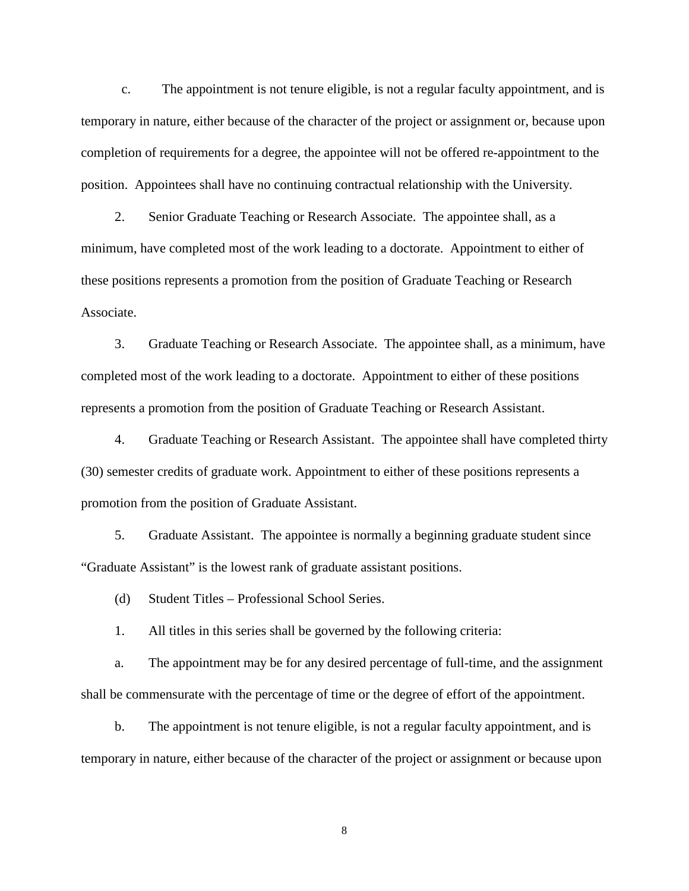c. The appointment is not tenure eligible, is not a regular faculty appointment, and is temporary in nature, either because of the character of the project or assignment or, because upon completion of requirements for a degree, the appointee will not be offered re-appointment to the position. Appointees shall have no continuing contractual relationship with the University.

2. Senior Graduate Teaching or Research Associate. The appointee shall, as a minimum, have completed most of the work leading to a doctorate. Appointment to either of these positions represents a promotion from the position of Graduate Teaching or Research Associate.

3. Graduate Teaching or Research Associate. The appointee shall, as a minimum, have completed most of the work leading to a doctorate. Appointment to either of these positions represents a promotion from the position of Graduate Teaching or Research Assistant.

4. Graduate Teaching or Research Assistant. The appointee shall have completed thirty (30) semester credits of graduate work. Appointment to either of these positions represents a promotion from the position of Graduate Assistant.

5. Graduate Assistant. The appointee is normally a beginning graduate student since "Graduate Assistant" is the lowest rank of graduate assistant positions.

(d) Student Titles – Professional School Series.

1. All titles in this series shall be governed by the following criteria:

a. The appointment may be for any desired percentage of full-time, and the assignment shall be commensurate with the percentage of time or the degree of effort of the appointment.

b. The appointment is not tenure eligible, is not a regular faculty appointment, and is temporary in nature, either because of the character of the project or assignment or because upon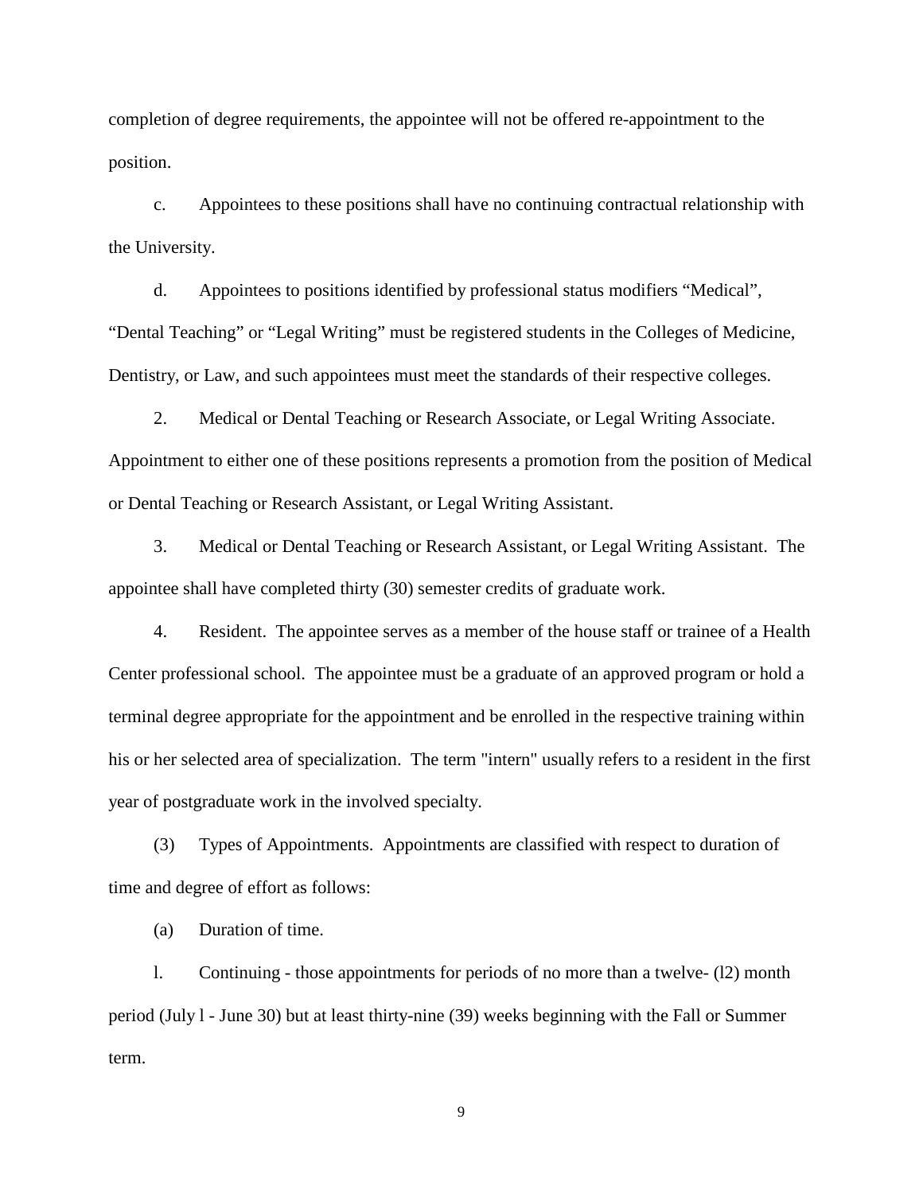completion of degree requirements, the appointee will not be offered re-appointment to the position.

c. Appointees to these positions shall have no continuing contractual relationship with the University.

d. Appointees to positions identified by professional status modifiers "Medical", "Dental Teaching" or "Legal Writing" must be registered students in the Colleges of Medicine, Dentistry, or Law, and such appointees must meet the standards of their respective colleges.

2. Medical or Dental Teaching or Research Associate, or Legal Writing Associate. Appointment to either one of these positions represents a promotion from the position of Medical or Dental Teaching or Research Assistant, or Legal Writing Assistant.

3. Medical or Dental Teaching or Research Assistant, or Legal Writing Assistant. The appointee shall have completed thirty (30) semester credits of graduate work.

4. Resident. The appointee serves as a member of the house staff or trainee of a Health Center professional school. The appointee must be a graduate of an approved program or hold a terminal degree appropriate for the appointment and be enrolled in the respective training within his or her selected area of specialization. The term "intern" usually refers to a resident in the first year of postgraduate work in the involved specialty.

(3) Types of Appointments. Appointments are classified with respect to duration of time and degree of effort as follows:

(a) Duration of time.

l. Continuing - those appointments for periods of no more than a twelve- (l2) month period (July l - June 30) but at least thirty-nine (39) weeks beginning with the Fall or Summer term.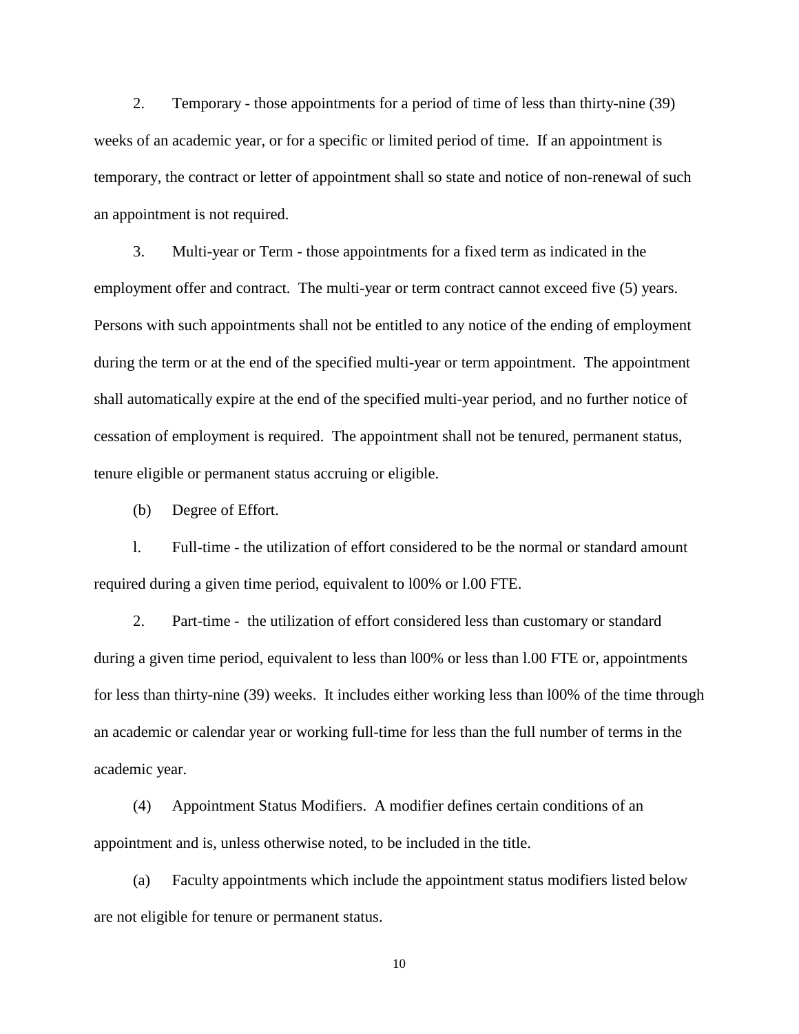2. Temporary - those appointments for a period of time of less than thirty-nine (39) weeks of an academic year, or for a specific or limited period of time. If an appointment is temporary, the contract or letter of appointment shall so state and notice of non-renewal of such an appointment is not required.

3. Multi-year or Term - those appointments for a fixed term as indicated in the employment offer and contract. The multi-year or term contract cannot exceed five (5) years. Persons with such appointments shall not be entitled to any notice of the ending of employment during the term or at the end of the specified multi-year or term appointment. The appointment shall automatically expire at the end of the specified multi-year period, and no further notice of cessation of employment is required. The appointment shall not be tenured, permanent status, tenure eligible or permanent status accruing or eligible.

(b) Degree of Effort.

l. Full-time - the utilization of effort considered to be the normal or standard amount required during a given time period, equivalent to l00% or l.00 FTE.

2. Part-time - the utilization of effort considered less than customary or standard during a given time period, equivalent to less than l00% or less than l.00 FTE or, appointments for less than thirty-nine (39) weeks. It includes either working less than l00% of the time through an academic or calendar year or working full-time for less than the full number of terms in the academic year.

(4) Appointment Status Modifiers. A modifier defines certain conditions of an appointment and is, unless otherwise noted, to be included in the title.

(a) Faculty appointments which include the appointment status modifiers listed below are not eligible for tenure or permanent status.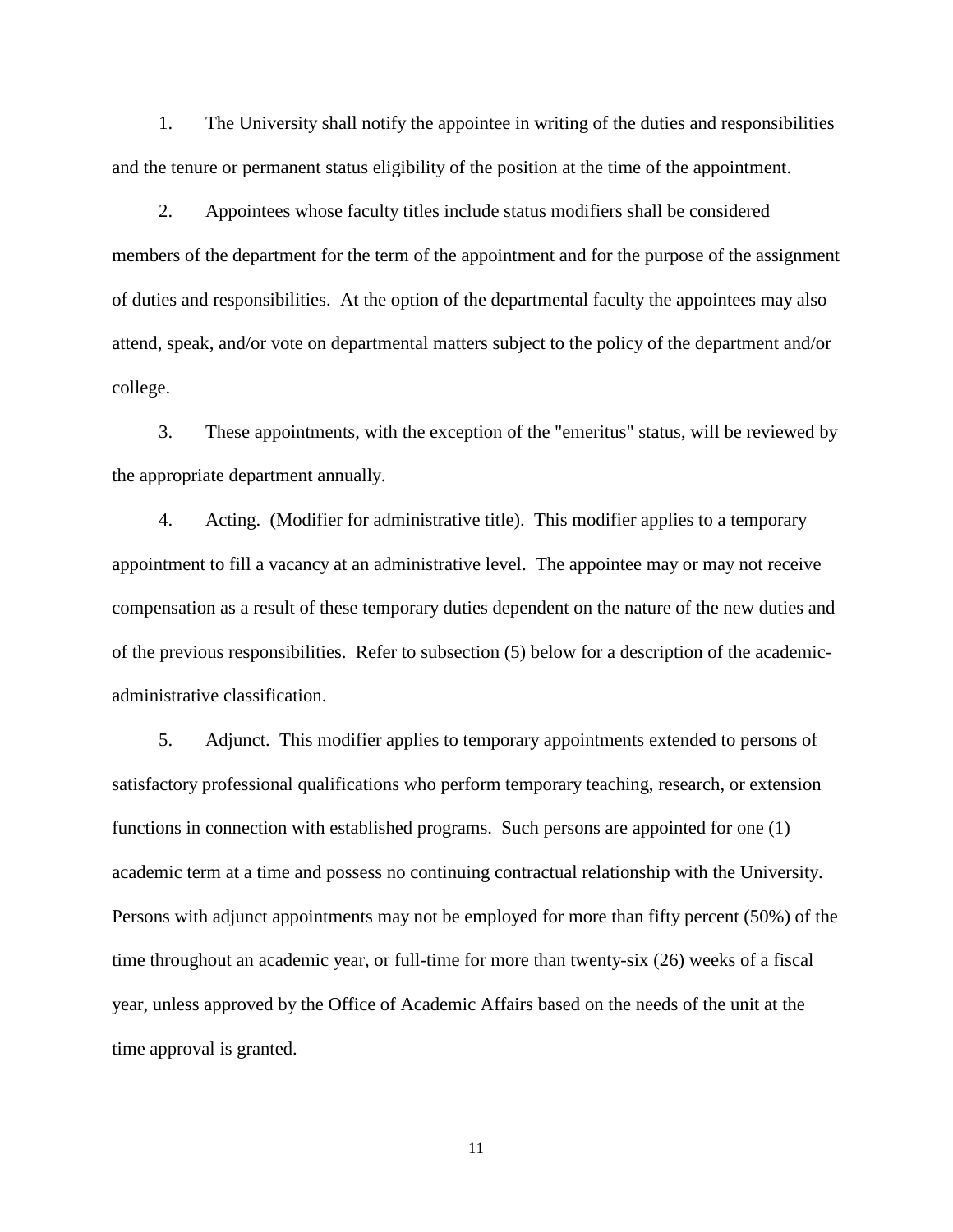1. The University shall notify the appointee in writing of the duties and responsibilities and the tenure or permanent status eligibility of the position at the time of the appointment.

2. Appointees whose faculty titles include status modifiers shall be considered members of the department for the term of the appointment and for the purpose of the assignment of duties and responsibilities. At the option of the departmental faculty the appointees may also attend, speak, and/or vote on departmental matters subject to the policy of the department and/or college.

3. These appointments, with the exception of the "emeritus" status, will be reviewed by the appropriate department annually.

4. Acting. (Modifier for administrative title). This modifier applies to a temporary appointment to fill a vacancy at an administrative level. The appointee may or may not receive compensation as a result of these temporary duties dependent on the nature of the new duties and of the previous responsibilities. Refer to subsection (5) below for a description of the academic-administrative classification.

5. Adjunct. This modifier applies to temporary appointments extended to persons of satisfactory professional qualifications who perform temporary teaching, research, or extension functions in connection with established programs. Such persons are appointed for one (1) academic term at a time and possess no continuing contractual relationship with the University. Persons with adjunct appointments may not be employed for more than fifty percent (50%) of the time throughout an academic year, or full-time for more than twenty-six (26) weeks of a fiscal year, unless approved by the Office of Academic Affairs based on the needs of the unit at the time approval is granted.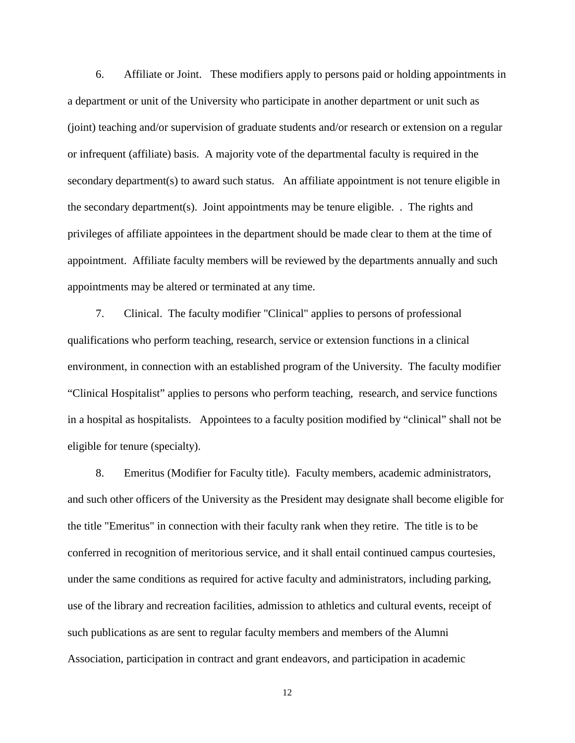6. Affiliate or Joint. These modifiers apply to persons paid or holding appointments in a department or unit of the University who participate in another department or unit such as (joint) teaching and/or supervision of graduate students and/or research or extension on a regular or infrequent (affiliate) basis. A majority vote of the departmental faculty is required in the secondary department(s) to award such status. An affiliate appointment is not tenure eligible in the secondary department(s). Joint appointments may be tenure eligible. . The rights and privileges of affiliate appointees in the department should be made clear to them at the time of appointment. Affiliate faculty members will be reviewed by the departments annually and such appointments may be altered or terminated at any time.

7. Clinical. The faculty modifier "Clinical" applies to persons of professional qualifications who perform teaching, research, service or extension functions in a clinical environment, in connection with an established program of the University. The faculty modifier "Clinical Hospitalist" applies to persons who perform teaching, research, and service functions in a hospital as hospitalists. Appointees to a faculty position modified by "clinical" shall not be eligible for tenure (specialty).

8. Emeritus (Modifier for Faculty title). Faculty members, academic administrators, and such other officers of the University as the President may designate shall become eligible for the title "Emeritus" in connection with their faculty rank when they retire. The title is to be conferred in recognition of meritorious service, and it shall entail continued campus courtesies, under the same conditions as required for active faculty and administrators, including parking, use of the library and recreation facilities, admission to athletics and cultural events, receipt of such publications as are sent to regular faculty members and members of the Alumni Association, participation in contract and grant endeavors, and participation in academic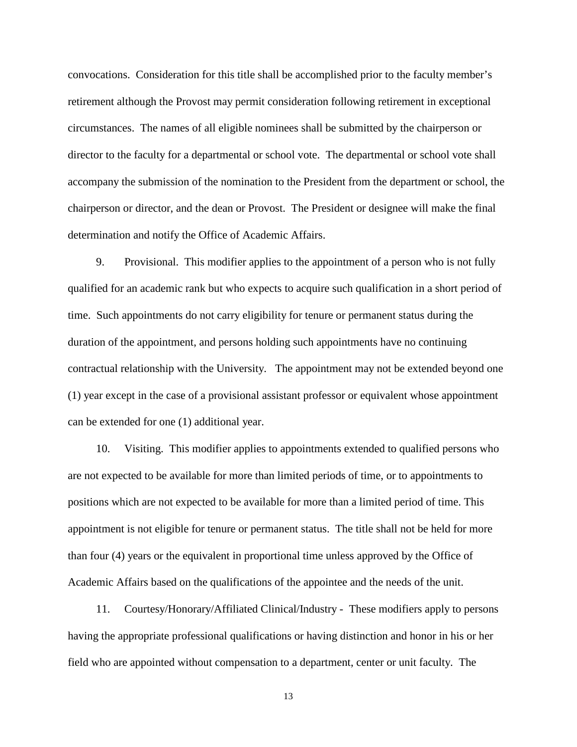convocations. Consideration for this title shall be accomplished prior to the faculty member's retirement although the Provost may permit consideration following retirement in exceptional circumstances. The names of all eligible nominees shall be submitted by the chairperson or director to the faculty for a departmental or school vote. The departmental or school vote shall accompany the submission of the nomination to the President from the department or school, the chairperson or director, and the dean or Provost. The President or designee will make the final determination and notify the Office of Academic Affairs.

9. Provisional. This modifier applies to the appointment of a person who is not fully qualified for an academic rank but who expects to acquire such qualification in a short period of time. Such appointments do not carry eligibility for tenure or permanent status during the duration of the appointment, and persons holding such appointments have no continuing contractual relationship with the University. The appointment may not be extended beyond one (1) year except in the case of a provisional assistant professor or equivalent whose appointment can be extended for one (1) additional year.

10. Visiting. This modifier applies to appointments extended to qualified persons who are not expected to be available for more than limited periods of time, or to appointments to positions which are not expected to be available for more than a limited period of time. This appointment is not eligible for tenure or permanent status. The title shall not be held for more than four (4) years or the equivalent in proportional time unless approved by the Office of Academic Affairs based on the qualifications of the appointee and the needs of the unit.

11. Courtesy/Honorary/Affiliated Clinical/Industry - These modifiers apply to persons having the appropriate professional qualifications or having distinction and honor in his or her field who are appointed without compensation to a department, center or unit faculty. The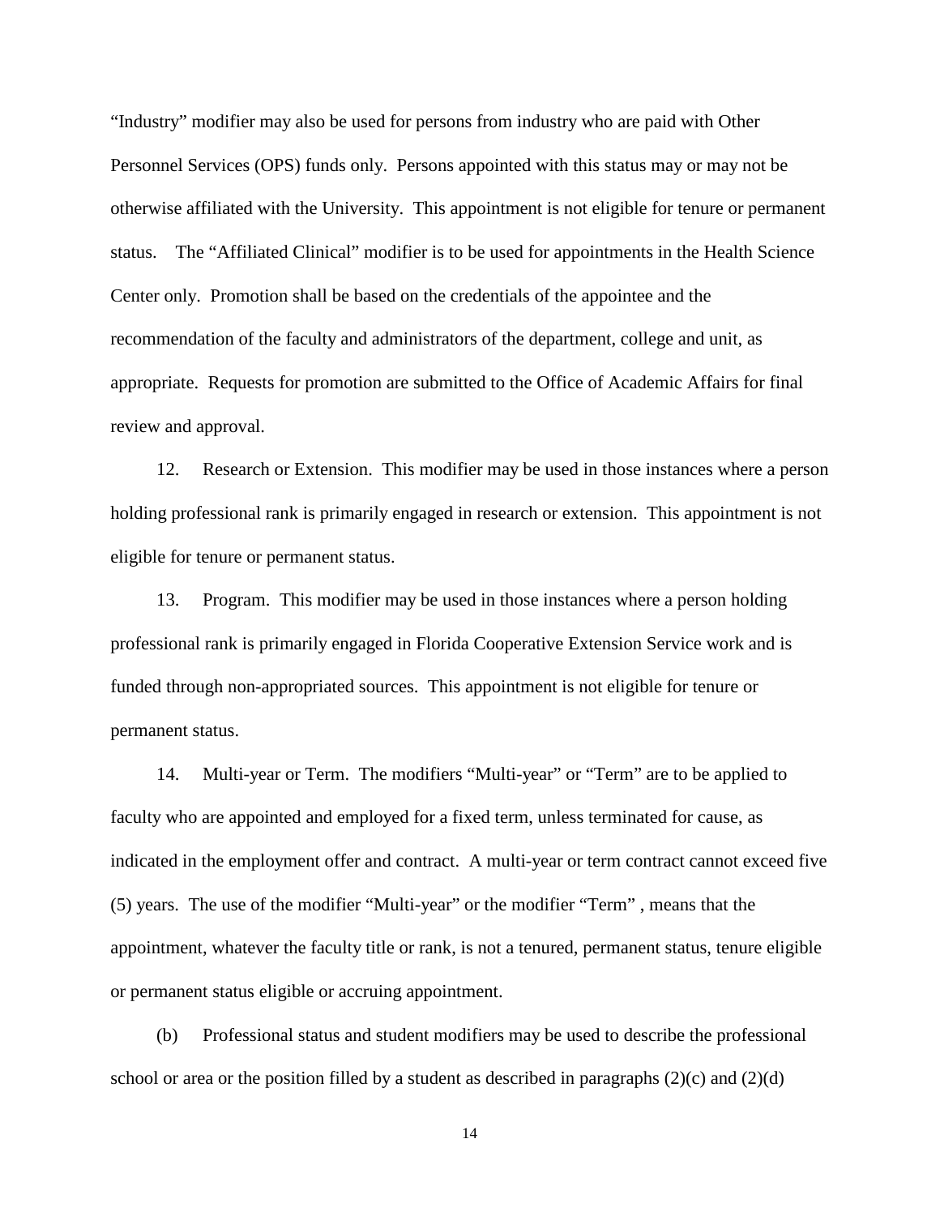“Industry” modifier may also be used for persons from industry who are paid with Other Personnel Services (OPS) funds only. Persons appointed with this status may or may not be otherwise affiliated with the University. This appointment is not eligible for tenure or permanent status. The “Affiliated Clinical” modifier is to be used for appointments in the Health Science Center only. Promotion shall be based on the credentials of the appointee and the recommendation of the faculty and administrators of the department, college and unit, as appropriate. Requests for promotion are submitted to the Office of Academic Affairs for final review and approval.

12. Research or Extension. This modifier may be used in those instances where a person holding professional rank is primarily engaged in research or extension. This appointment is not eligible for tenure or permanent status.

13. Program. This modifier may be used in those instances where a person holding professional rank is primarily engaged in Florida Cooperative Extension Service work and is funded through non-appropriated sources. This appointment is not eligible for tenure or permanent status.

14. Multi-year or Term. The modifiers “Multi-year” or “Term” are to be applied to faculty who are appointed and employed for a fixed term, unless terminated for cause, as indicated in the employment offer and contract. A multi-year or term contract cannot exceed five (5) years. The use of the modifier “Multi-year” or the modifier “Term” , means that the appointment, whatever the faculty title or rank, is not a tenured, permanent status, tenure eligible or permanent status eligible or accruing appointment.

(b) Professional status and student modifiers may be used to describe the professional school or area or the position filled by a student as described in paragraphs (2)(c) and (2)(d)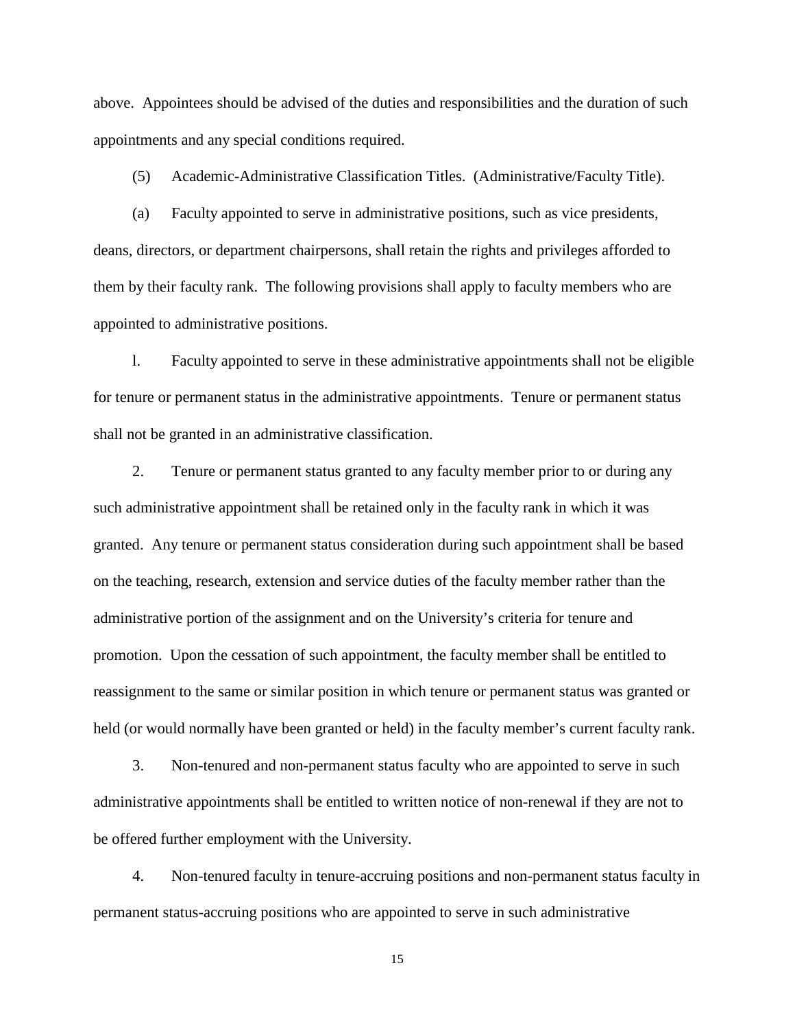above. Appointees should be advised of the duties and responsibilities and the duration of such appointments and any special conditions required.

(5) Academic-Administrative Classification Titles. (Administrative/Faculty Title).

(a) Faculty appointed to serve in administrative positions, such as vice presidents, deans, directors, or department chairpersons, shall retain the rights and privileges afforded to them by their faculty rank. The following provisions shall apply to faculty members who are appointed to administrative positions.

l. Faculty appointed to serve in these administrative appointments shall not be eligible for tenure or permanent status in the administrative appointments. Tenure or permanent status shall not be granted in an administrative classification.

2. Tenure or permanent status granted to any faculty member prior to or during any such administrative appointment shall be retained only in the faculty rank in which it was granted. Any tenure or permanent status consideration during such appointment shall be based on the teaching, research, extension and service duties of the faculty member rather than the administrative portion of the assignment and on the University's criteria for tenure and promotion. Upon the cessation of such appointment, the faculty member shall be entitled to reassignment to the same or similar position in which tenure or permanent status was granted or held (or would normally have been granted or held) in the faculty member's current faculty rank.

3. Non-tenured and non-permanent status faculty who are appointed to serve in such administrative appointments shall be entitled to written notice of non-renewal if they are not to be offered further employment with the University.

4. Non-tenured faculty in tenure-accruing positions and non-permanent status faculty in permanent status-accruing positions who are appointed to serve in such administrative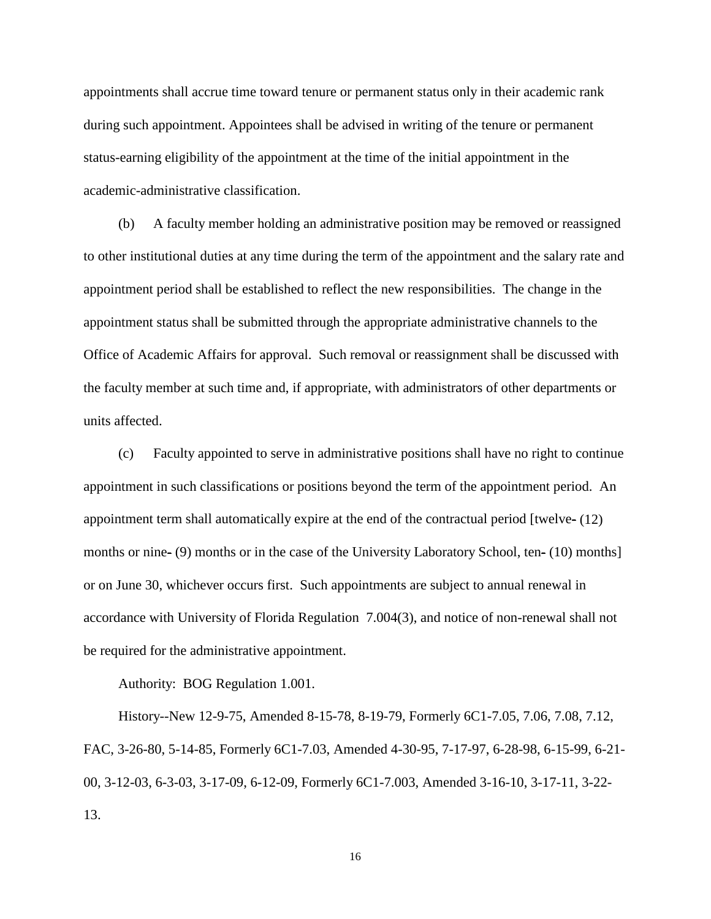appointments shall accrue time toward tenure or permanent status only in their academic rank during such appointment. Appointees shall be advised in writing of the tenure or permanent status-earning eligibility of the appointment at the time of the initial appointment in the academic-administrative classification.

(b) A faculty member holding an administrative position may be removed or reassigned to other institutional duties at any time during the term of the appointment and the salary rate and appointment period shall be established to reflect the new responsibilities. The change in the appointment status shall be submitted through the appropriate administrative channels to the Office of Academic Affairs for approval. Such removal or reassignment shall be discussed with the faculty member at such time and, if appropriate, with administrators of other departments or units affected.

(c) Faculty appointed to serve in administrative positions shall have no right to continue appointment in such classifications or positions beyond the term of the appointment period. An appointment term shall automatically expire at the end of the contractual period [twelve- (12) months or nine- (9) months or in the case of the University Laboratory School, ten- (10) months] or on June 30, whichever occurs first. Such appointments are subject to annual renewal in accordance with University of Florida Regulation 7.004(3), and notice of non-renewal shall not be required for the administrative appointment.

Authority: BOG Regulation 1.001.

History--New 12-9-75, Amended 8-15-78, 8-19-79, Formerly 6C1-7.05, 7.06, 7.08, 7.12, FAC, 3-26-80, 5-14-85, Formerly 6C1-7.03, Amended 4-30-95, 7-17-97, 6-28-98, 6-15-99, 6-21-00, 3-12-03, 6-3-03, 3-17-09, 6-12-09, Formerly 6C1-7.003, Amended 3-16-10, 3-17-11, 3-22-13.